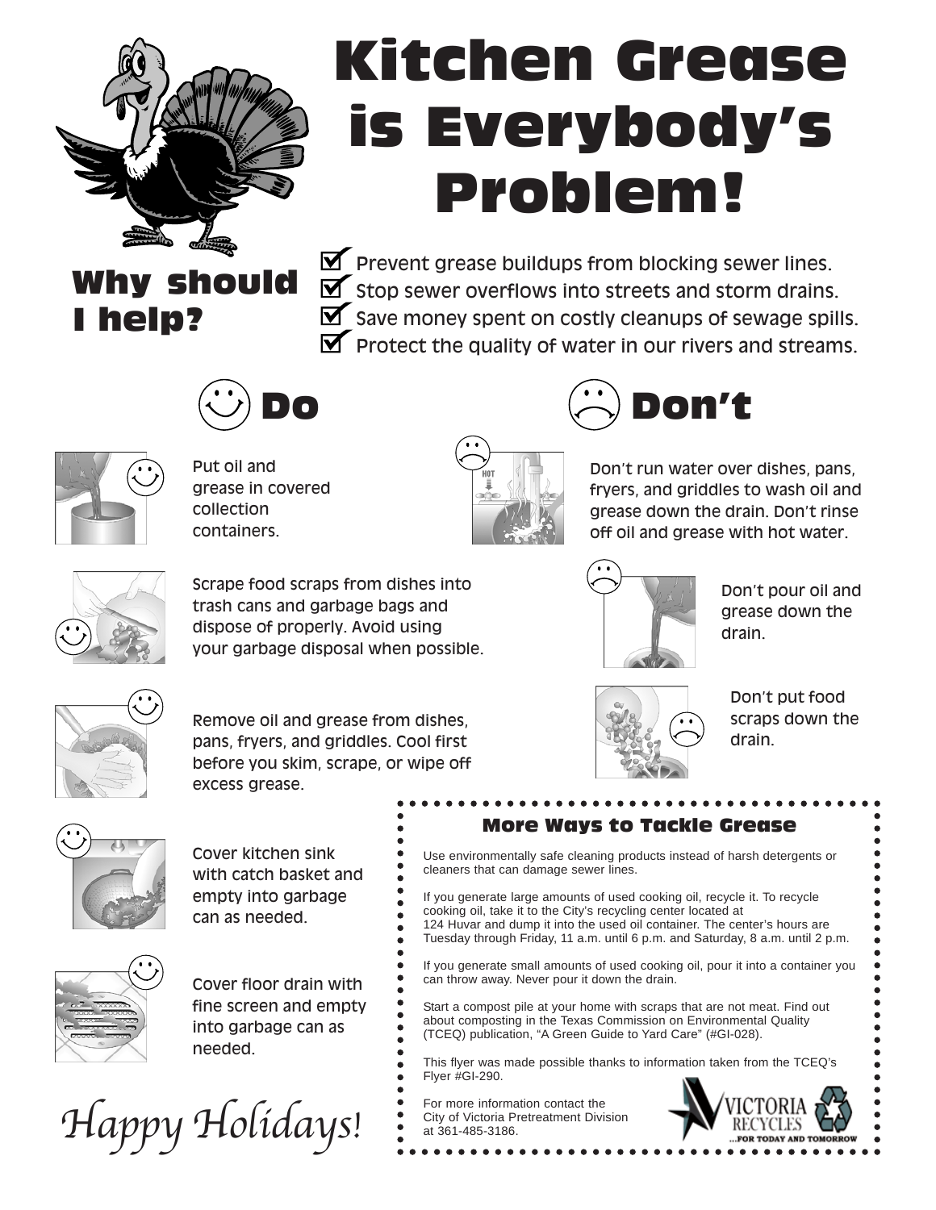# Kitchen Grease is Everybody's Problem!

## Why should I help?

- ☑ Prevent grease buildups from blocking sewer lines.
- ☑ Stop sewer overflows into streets and storm drains.
- ☑ Save money spent on costly cleanups of sewage spills.
- ☑ Protect the quality of water in our rivers and streams.

## Do

- Put oil and grease in covered collection containers.
- Scrape food scraps from dishes into trash cans and garbage bags and dispose of properly. Avoid using your garbage disposal when possible.
- Remove oil and grease from dishes, pans, fryers, and griddles. Cool first before you skim, scrape, or wipe off excess grease.
- Cover kitchen sink with catch basket and empty into garbage can as needed.
- Cover floor drain with fine screen and empty into garbage can as needed.

## Don't

- Don't run water over dishes, pans, fryers, and griddles to wash oil and grease down the drain. Don't rinse off oil and grease with hot water.
- Don't pour oil and grease down the drain.
- Don't put food scraps down the drain.

### More Ways to Tackle Grease

Use environmentally safe cleaning products instead of harsh detergents or cleaners that can damage sewer lines.

If you generate large amounts of used cooking oil, recycle it. To recycle cooking oil, take it to the City's recycling center located at 124 Huvar and dump it into the used oil container. The center's hours are Tuesday through Friday, 11 a.m. until 6 p.m. and Saturday, 8 a.m. until 2 p.m.

If you generate small amounts of used cooking oil, pour it into a container you can throw away. Never pour it down the drain.

Start a compost pile at your home with scraps that are not meat. Find out about composting in the Texas Commission on Environmental Quality (TCEQ) publication, "A Green Guide to Yard Care" (#GI-028).

This flyer was made possible thanks to information taken from the TCEQ's Flyer #GI-290.

For more information contact the City of Victoria Pretreatment Division at 361-485-3186.

VICTORIA RECYCLES ...FOR TODAY AND TOMORROW

*Happy Holidays!*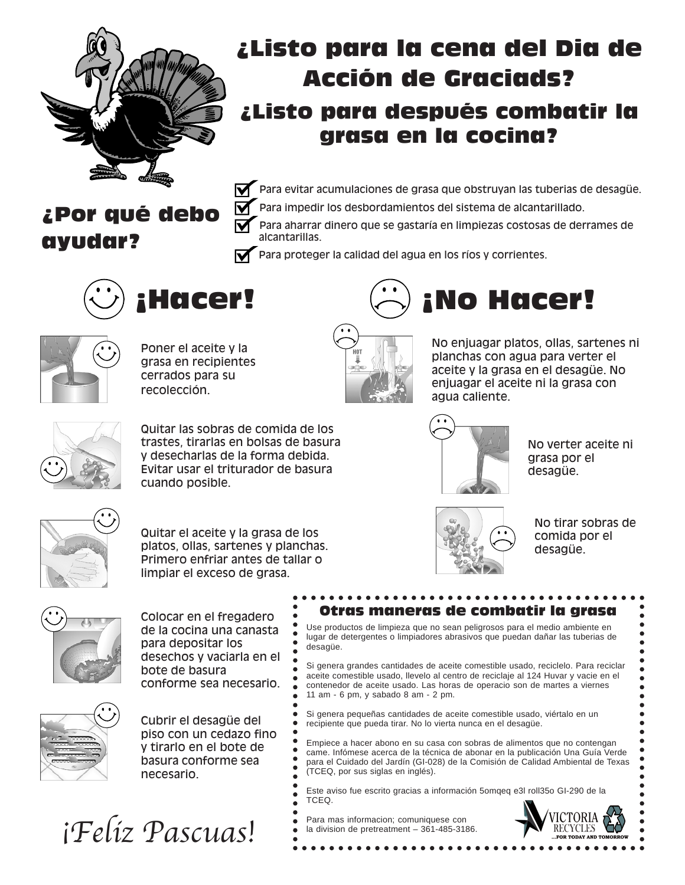# ¿Listo para la cena del Dia de Acción de Graciads?

## ¿Listo para después combatir la grasa en la cocina?

## ¿Por qué debo ayudar?

- Para evitar acumulaciones de grasa que obstruyan las tuberias de desagüe.
- Para impedir los desbordamientos del sistema de alcantarillado.
- Para aharrar dinero que se gastaría en limpiezas costosas de derrames de alcantarillas.
- Para proteger la calidad del agua en los ríos y corrientes.

## ¡Hacer!

- Poner el aceite y la grasa en recipientes cerrados para su recolección.
- Quitar las sobras de comida de los trastes, tirarlas en bolsas de basura y desecharlas de la forma debida. Evitar usar el triturador de basura cuando posible.
- Quitar el aceite y la grasa de los platos, ollas, sartenes y planchas. Primero enfriar antes de tallar o limpiar el exceso de grasa.
- Colocar en el fregadero de la cocina una canasta para depositar los desechos y vaciarla en el bote de basura conforme sea necesario.
- Cubrir el desagüe del piso con un cedazo fino y tirarlo en el bote de basura conforme sea necesario.

## ¡No Hacer!

- No enjuagar platos, ollas, sartenes ni planchas con agua para verter el aceite y la grasa en el desagüe. No enjuagar el aceite ni la grasa con agua caliente.
- No verter aceite ni grasa por el desagüe.
- No tirar sobras de comida por el desagüe.

### Otras maneras de combatir la grasa

Use productos de limpieza que no sean peligrosos para el medio ambiente en lugar de detergentes o limpiadores abrasivos que puedan dañar las tuberias de desagüe.

Si genera grandes cantidades de aceite comestible usado, reciclelo. Para reciclar aceite comestible usado, llevelo al centro de reciclaje al 124 Huvar y vacie en el contenedor de aceite usado. Las horas de operacio son de martes a viernes 11 am - 6 pm, y sabado 8 am - 2 pm.

Si genera pequeñas cantidades de aceite comestible usado, viértalo en un recipiente que pueda tirar. No lo vierta nunca en el desagüe.

Empiece a hacer abono en su casa con sobras de alimentos que no contengan came. Infómese acerca de la técnica de abonar en la publicación Una Guía Verde para el Cuidado del Jardín (GI-028) de la Comisión de Calidad Ambiental de Texas (TCEQ, por sus siglas en inglés).

Este aviso fue escrito gracias a información 5omqeq e3l roll35o GI-290 de la TCEQ.

Para mas informacion; comuniquese con la division de pretreatment – 361-485-3186.

VICTORIA RECYCLES ...FOR TODAY AND TOMORROW

*¡Feliz Pascuas!*